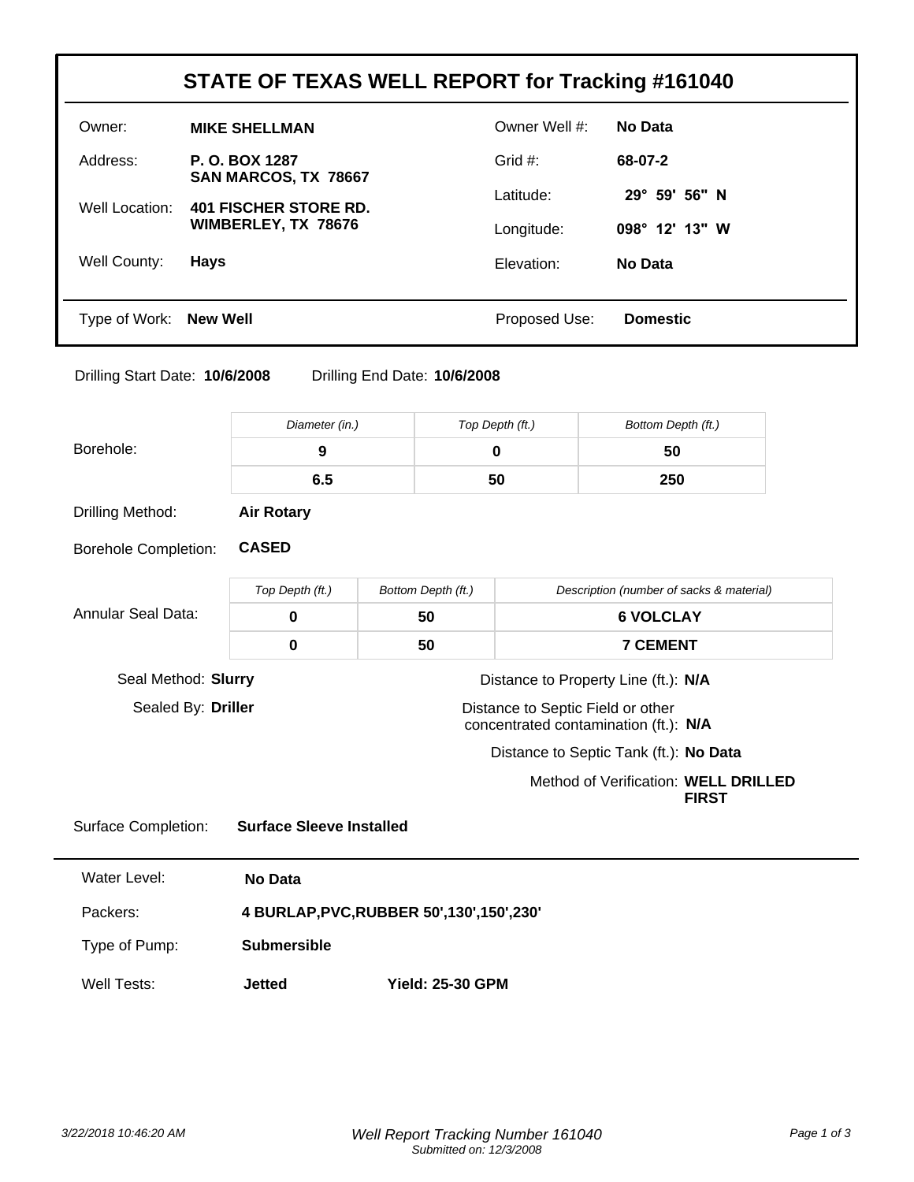# STATE OF TEXAS WELL REPORT for Tracking #161040

| | | | |
|---|---|---|---|
| Owner: | **MIKE SHELLMAN** | Owner Well #: | **No Data** |
| Address: | **P. O. BOX 1287 SAN MARCOS, TX 78667** | Grid #: | **68-07-2** |
| Well Location: | **401 FISCHER STORE RD. WIMBERLEY, TX 78676** | Latitude: | **29° 59' 56" N** |
| | | Longitude: | **098° 12' 13" W** |
| Well County: | **Hays** | Elevation: | **No Data** |

Type of Work: **New Well**

Proposed Use: **Domestic**

Drilling Start Date: **10/6/2008** Drilling End Date: **10/6/2008**

**Borehole:**

| *Diameter (in.)* | *Top Depth (ft.)* | *Bottom Depth (ft.)* |
|---|---|---|
| **9** | **0** | **50** |
| **6.5** | **50** | **250** |

Drilling Method: **Air Rotary**

Borehole Completion: **CASED**

**Annular Seal Data:**

| *Top Depth (ft.)* | *Bottom Depth (ft.)* | *Description (number of sacks & material)* |
|---|---|---|
| **0** | **50** | **6 VOLCLAY** |
| **0** | **50** | **7 CEMENT** |

Seal Method: **Slurry**

Sealed By: **Driller**

Distance to Property Line (ft.): **N/A**

Distance to Septic Field or other concentrated contamination (ft.): **N/A**

Distance to Septic Tank (ft.): **No Data**

Method of Verification: **WELL DRILLED FIRST**

Surface Completion: **Surface Sleeve Installed**

Water Level: **No Data**

Packers: **4 BURLAP,PVC,RUBBER 50',130',150',230'**

Type of Pump: **Submersible**

Well Tests: **Jetted** **Yield: 25-30 GPM**

*Well Report Tracking Number 161040*
*Submitted on: 12/3/2008*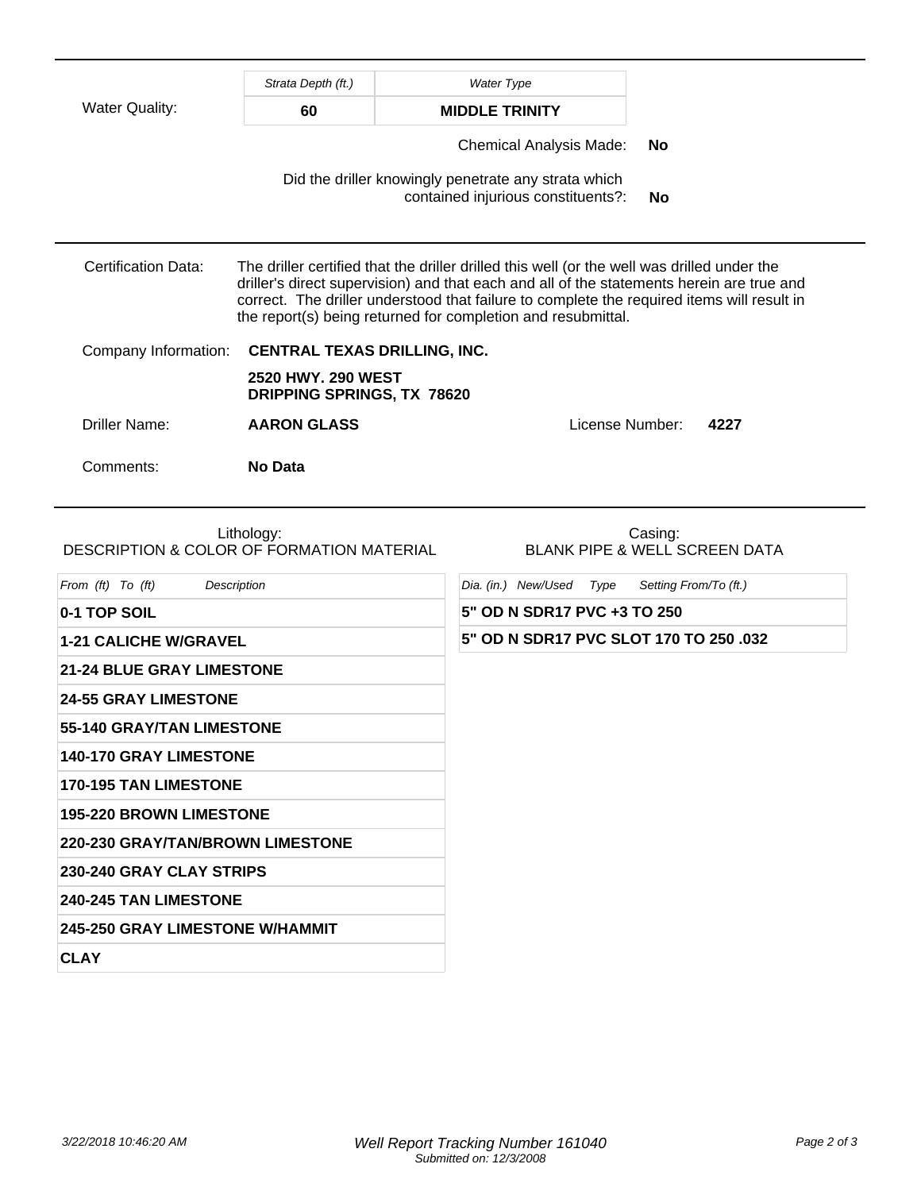**Water Quality:**

| Strata Depth (ft.) | Water Type |
| --- | --- |
| 60 | MIDDLE TRINITY |

Chemical Analysis Made: **No**

Did the driller knowingly penetrate any strata which contained injurious constituents?: **No**

---

**Certification Data:** The driller certified that the driller drilled this well (or the well was drilled under the driller's direct supervision) and that each and all of the statements herein are true and correct. The driller understood that failure to complete the required items will result in the report(s) being returned for completion and resubmittal.

**Company Information:** **CENTRAL TEXAS DRILLING, INC.**

**2520 HWY. 290 WEST**
**DRIPPING SPRINGS, TX 78620**

**Driller Name:** **AARON GLASS** License Number: **4227**

**Comments:** **No Data**

---

**Lithology:**
DESCRIPTION & COLOR OF FORMATION MATERIAL

| From (ft) To (ft) Description |
| --- |
| 0-1 TOP SOIL |
| 1-21 CALICHE W/GRAVEL |
| 21-24 BLUE GRAY LIMESTONE |
| 24-55 GRAY LIMESTONE |
| 55-140 GRAY/TAN LIMESTONE |
| 140-170 GRAY LIMESTONE |
| 170-195 TAN LIMESTONE |
| 195-220 BROWN LIMESTONE |
| 220-230 GRAY/TAN/BROWN LIMESTONE |
| 230-240 GRAY CLAY STRIPS |
| 240-245 TAN LIMESTONE |
| 245-250 GRAY LIMESTONE W/HAMMIT |
| CLAY |

**Casing:**
BLANK PIPE & WELL SCREEN DATA

| Dia. (in.) New/Used Type Setting From/To (ft.) |
| --- |
| 5" OD N SDR17 PVC +3 TO 250 |
| 5" OD N SDR17 PVC SLOT 170 TO 250 .032 |

Well Report Tracking Number 161040
Submitted on: 12/3/2008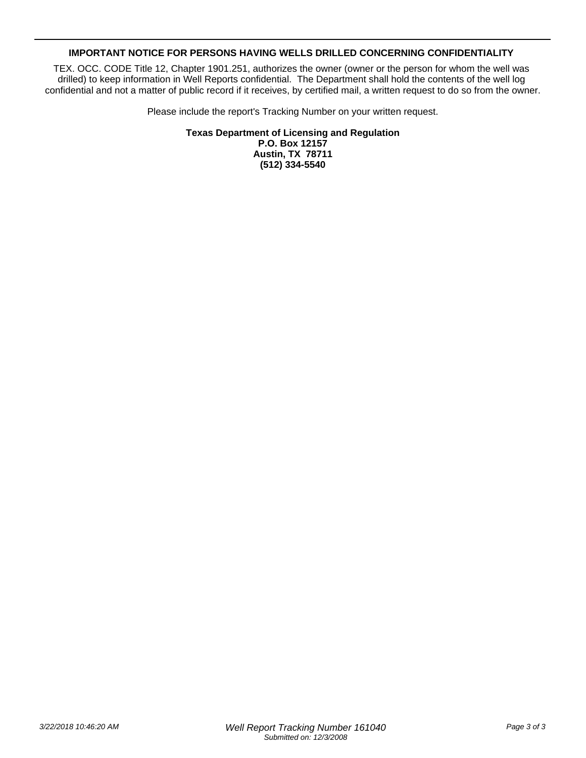## IMPORTANT NOTICE FOR PERSONS HAVING WELLS DRILLED CONCERNING CONFIDENTIALITY

TEX. OCC. CODE Title 12, Chapter 1901.251, authorizes the owner (owner or the person for whom the well was drilled) to keep information in Well Reports confidential. The Department shall hold the contents of the well log confidential and not a matter of public record if it receives, by certified mail, a written request to do so from the owner.

Please include the report's Tracking Number on your written request.

**Texas Department of Licensing and Regulation**
**P.O. Box 12157**
**Austin, TX 78711**
**(512) 334-5540**